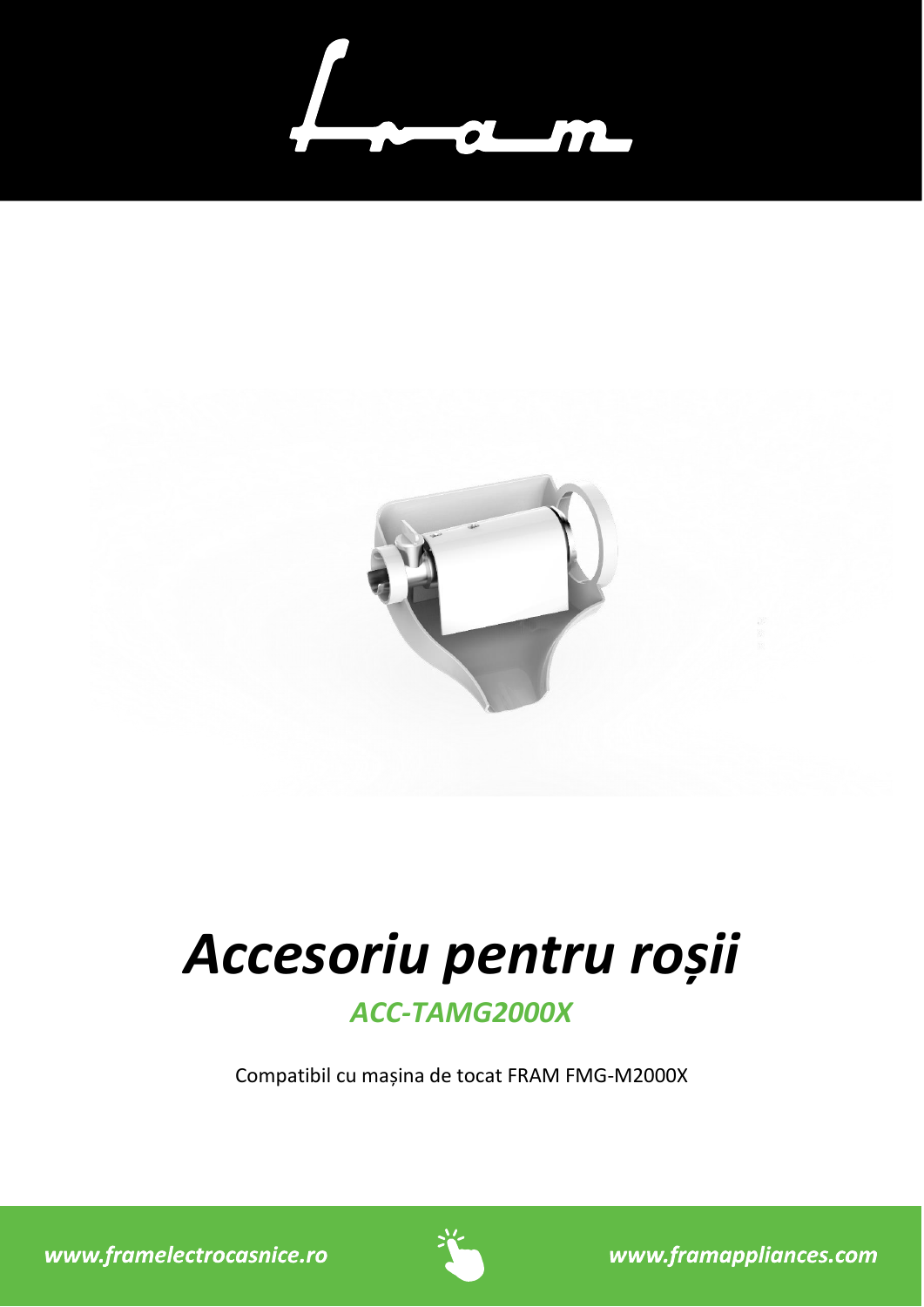# *Accesoriu pentru roșii*

## *ACC-TAMG2000X*

Compatibil cu mașina de tocat FRAM FMG-M2000X

*www.framelectrocasnice.ro* *www.framappliances.com*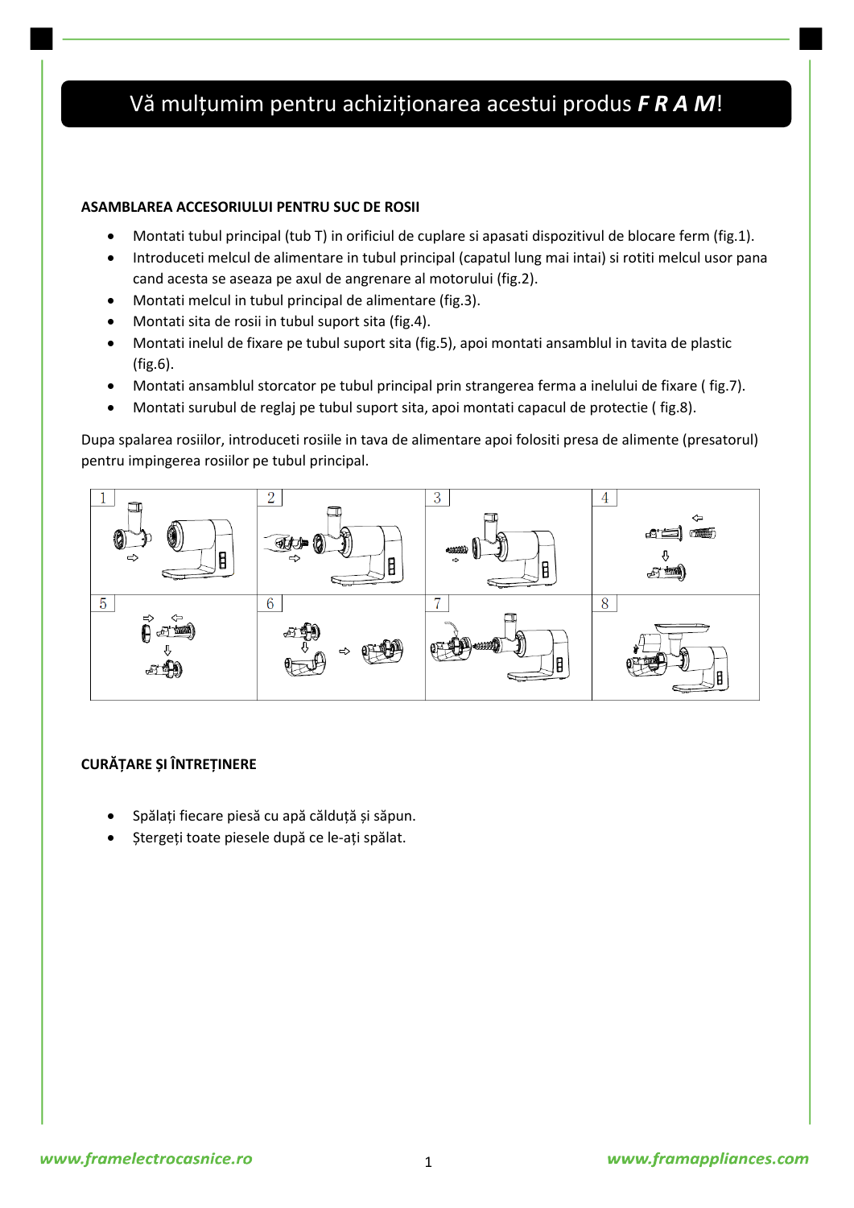# Vă mulțumim pentru achiziționarea acestui produs ***F R A M***!

**ASAMBLAREA ACCESORIULUI PENTRU SUC DE ROSII**

- Montati tubul principal (tub T) in orificiul de cuplare si apasati dispozitivul de blocare ferm (fig.1).
- Introduceti melcul de alimentare in tubul principal (capatul lung mai intai) si rotiti melcul usor pana cand acesta se aseaza pe axul de angrenare al motorului (fig.2).
- Montati melcul in tubul principal de alimentare (fig.3).
- Montati sita de rosii in tubul suport sita (fig.4).
- Montati inelul de fixare pe tubul suport sita (fig.5), apoi montati ansamblul in tavita de plastic (fig.6).
- Montati ansamblul storcator pe tubul principal prin strangerea ferma a inelului de fixare ( fig.7).
- Montati surubul de reglaj pe tubul suport sita, apoi montati capacul de protectie ( fig.8).

Dupa spalarea rosiilor, introduceti rosiile in tava de alimentare apoi folositi presa de alimente (presatorul) pentru impingerea rosiilor pe tubul principal.

**CURĂȚARE ȘI ÎNTREȚINERE**

- Spălați fiecare piesă cu apă călduță și săpun.
- Ștergeți toate piesele după ce le-ați spălat.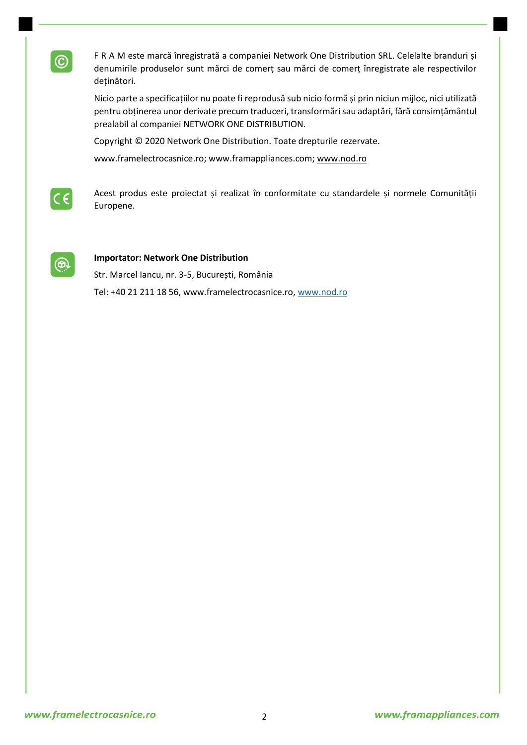F R A M este marcă înregistrată a companiei Network One Distribution SRL. Celelalte branduri și denumirile produselor sunt mărci de comerț sau mărci de comerț înregistrate ale respectivilor deținători.

Nicio parte a specificațiilor nu poate fi reprodusă sub nicio formă și prin niciun mijloc, nici utilizată pentru obținerea unor derivate precum traduceri, transformări sau adaptări, fără consimțământul prealabil al companiei NETWORK ONE DISTRIBUTION.

Copyright © 2020 Network One Distribution. Toate drepturile rezervate.

www.framelectrocasnice.ro; www.framappliances.com; www.nod.ro

Acest produs este proiectat și realizat în conformitate cu standardele și normele Comunității Europene.

**Importator: Network One Distribution**

Str. Marcel Iancu, nr. 3-5, București, România

Tel: +40 21 211 18 56, www.framelectrocasnice.ro, www.nod.ro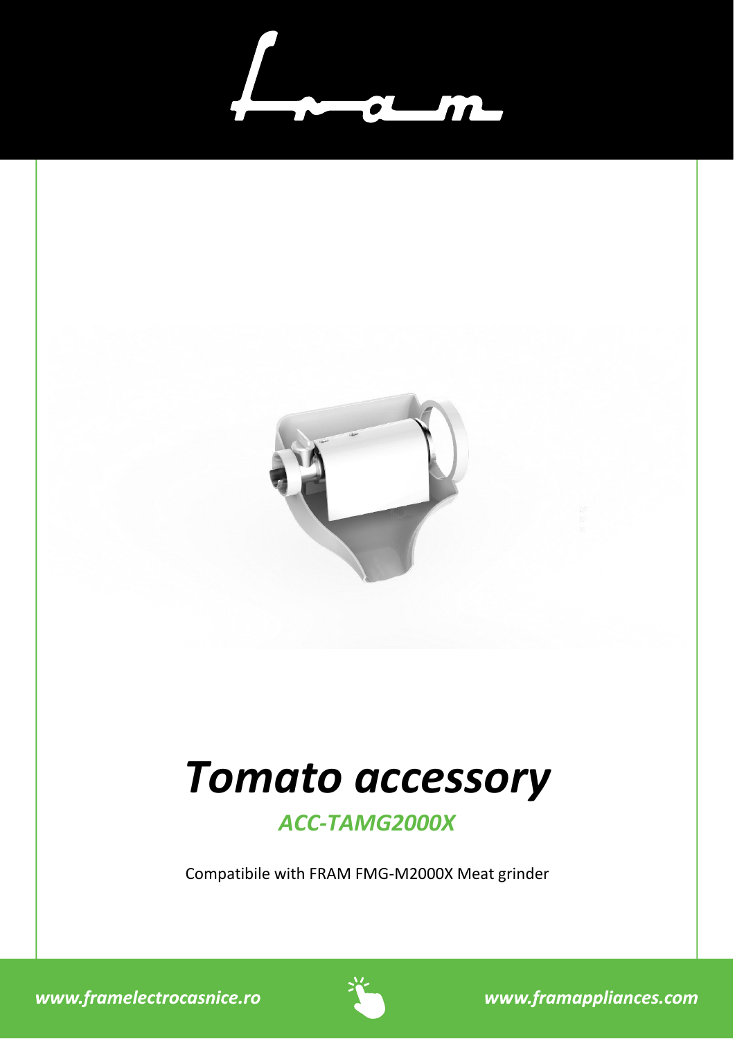# *Tomato accessory*

## *ACC-TAMG2000X*

Compatibile with FRAM FMG-M2000X Meat grinder

*www.framelectrocasnice.ro* *www.framappliances.com*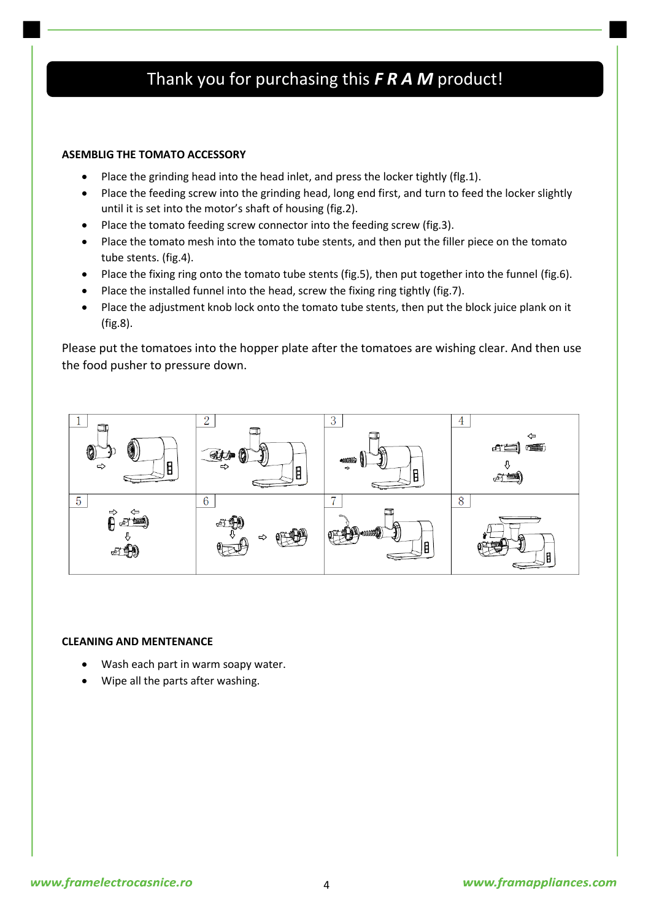# Thank you for purchasing this ***F R A M*** product!

**ASEMBLIG THE TOMATO ACCESSORY**

- Place the grinding head into the head inlet, and press the locker tightly (flg.1).
- Place the feeding screw into the grinding head, long end first, and turn to feed the locker slightly until it is set into the motor's shaft of housing (fig.2).
- Place the tomato feeding screw connector into the feeding screw (fig.3).
- Place the tomato mesh into the tomato tube stents, and then put the filler piece on the tomato tube stents. (fig.4).
- Place the fixing ring onto the tomato tube stents (fig.5), then put together into the funnel (fig.6).
- Place the installed funnel into the head, screw the fixing ring tightly (fig.7).
- Place the adjustment knob lock onto the tomato tube stents, then put the block juice plank on it (fig.8).

Please put the tomatoes into the hopper plate after the tomatoes are wishing clear. And then use the food pusher to pressure down.

**CLEANING AND MENTENANCE**

- Wash each part in warm soapy water.
- Wipe all the parts after washing.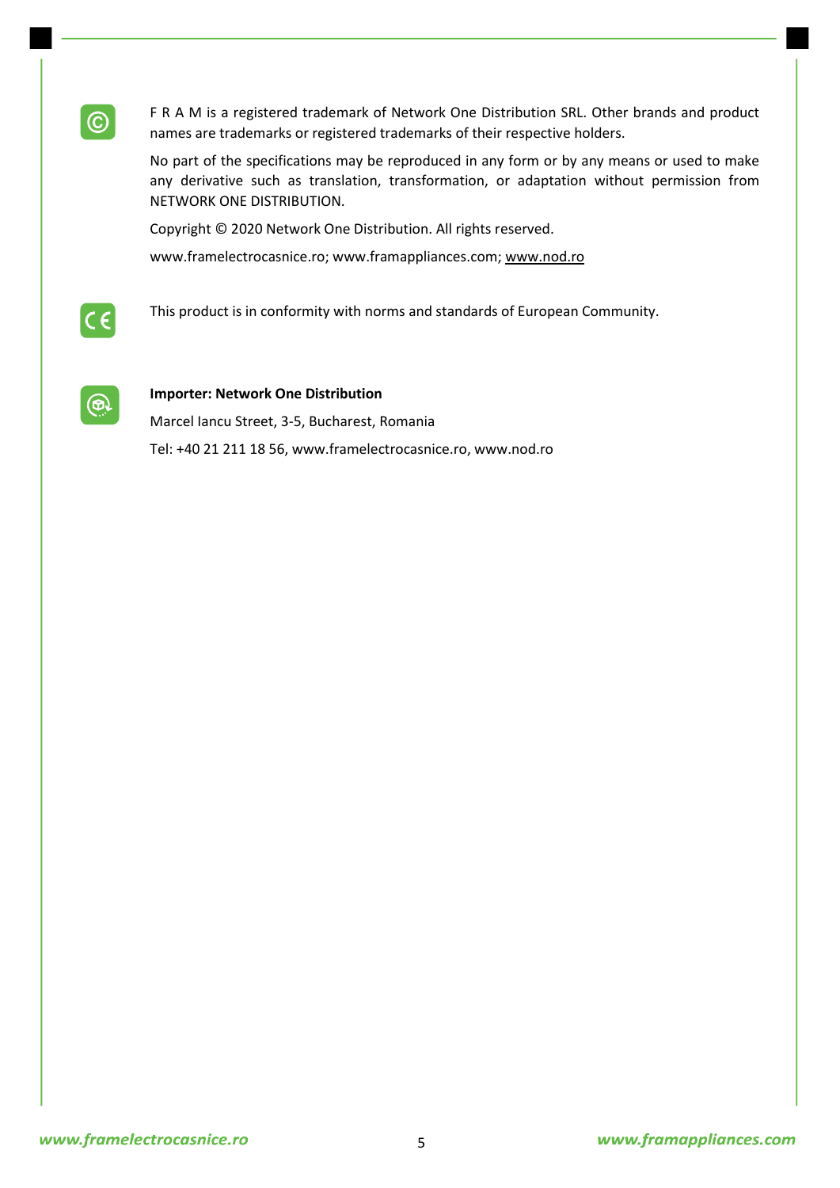F R A M is a registered trademark of Network One Distribution SRL. Other brands and product names are trademarks or registered trademarks of their respective holders.

No part of the specifications may be reproduced in any form or by any means or used to make any derivative such as translation, transformation, or adaptation without permission from NETWORK ONE DISTRIBUTION.

Copyright © 2020 Network One Distribution. All rights reserved.

www.framelectrocasnice.ro; www.framappliances.com; www.nod.ro

This product is in conformity with norms and standards of European Community.

**Importer: Network One Distribution**

Marcel Iancu Street, 3-5, Bucharest, Romania

Tel: +40 21 211 18 56, www.framelectrocasnice.ro, www.nod.ro